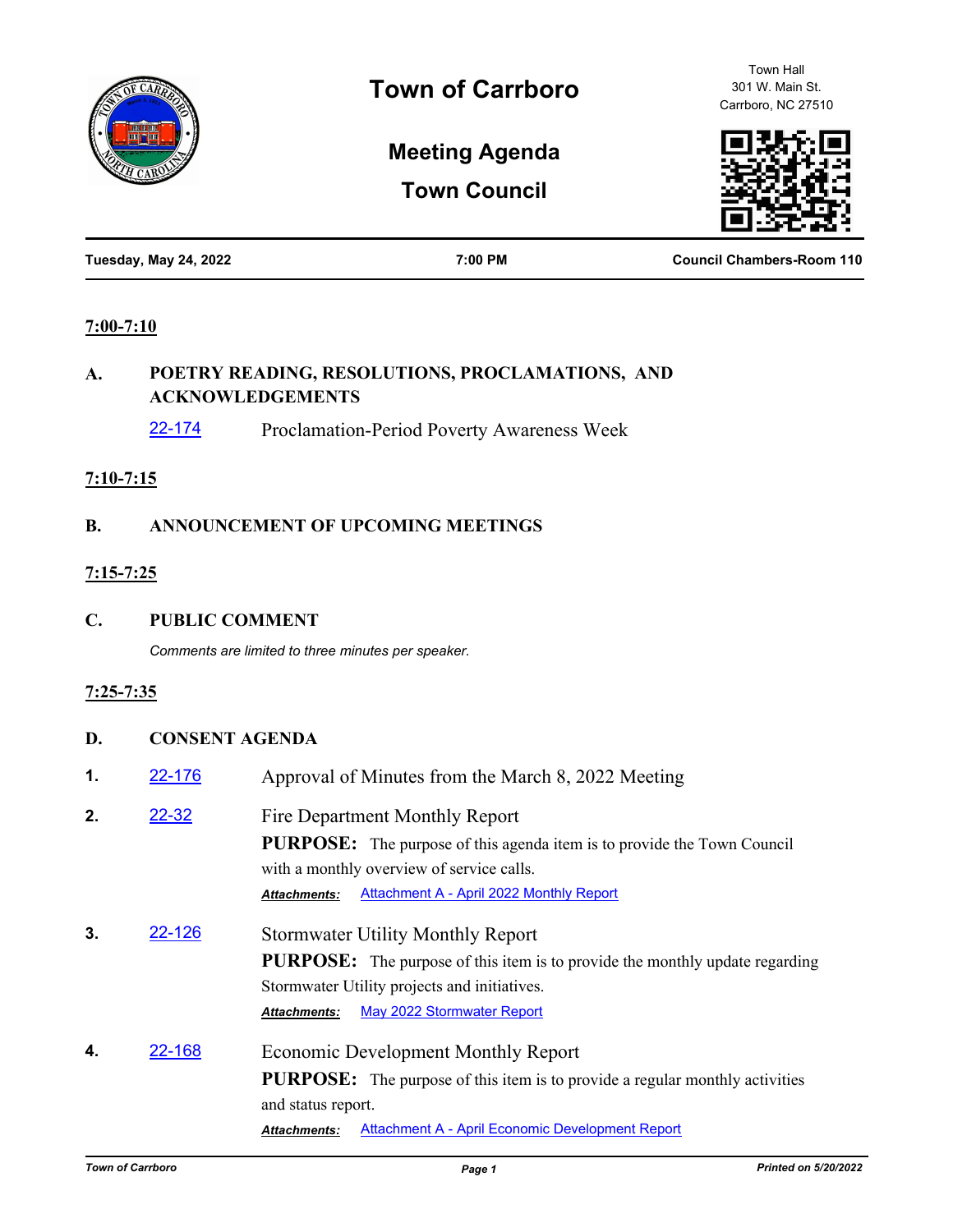# Town of Carrboro

Town Hall
301 W. Main St.
Carrboro, NC 27510

## Meeting Agenda

## Town Council

**Tuesday, May 24, 2022** | **7:00 PM** | **Council Chambers-Room 110**

**7:00-7:10**

### A. POETRY READING, RESOLUTIONS, PROCLAMATIONS, AND ACKNOWLEDGEMENTS

22-174 Proclamation-Period Poverty Awareness Week

**7:10-7:15**

### B. ANNOUNCEMENT OF UPCOMING MEETINGS

**7:15-7:25**

### C. PUBLIC COMMENT

*Comments are limited to three minutes per speaker.*

**7:25-7:35**

### D. CONSENT AGENDA

**1.** 22-176 Approval of Minutes from the March 8, 2022 Meeting

**2.** 22-32 Fire Department Monthly Report

**PURPOSE:** The purpose of this agenda item is to provide the Town Council with a monthly overview of service calls.

***Attachments:*** Attachment A - April 2022 Monthly Report

**3.** 22-126 Stormwater Utility Monthly Report

**PURPOSE:** The purpose of this item is to provide the monthly update regarding Stormwater Utility projects and initiatives.

***Attachments:*** May 2022 Stormwater Report

**4.** 22-168 Economic Development Monthly Report

**PURPOSE:** The purpose of this item is to provide a regular monthly activities and status report.

***Attachments:*** Attachment A - April Economic Development Report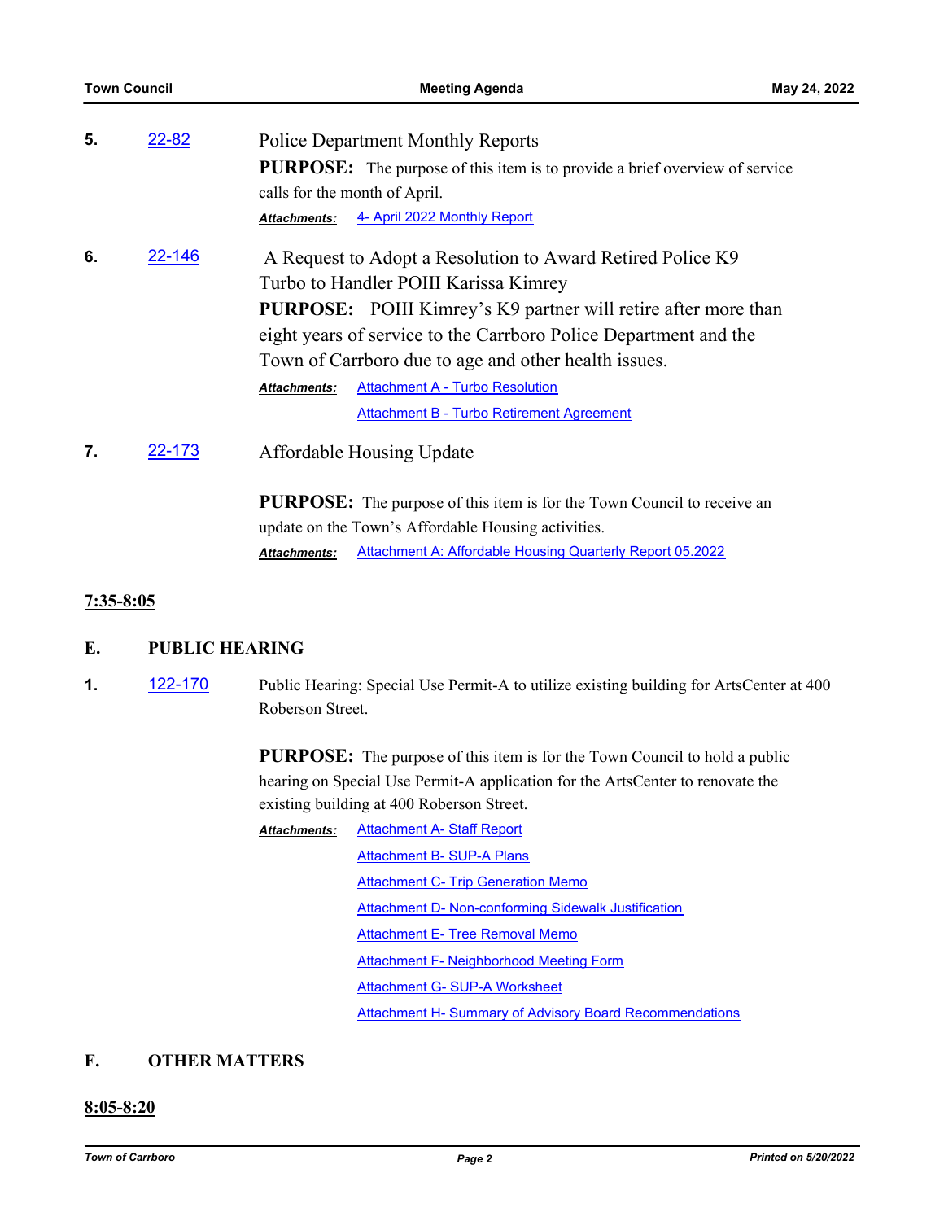**5.** 22-82 Police Department Monthly Reports

**PURPOSE:** The purpose of this item is to provide a brief overview of service calls for the month of April.

***Attachments:*** 4- April 2022 Monthly Report

**6.** 22-146 A Request to Adopt a Resolution to Award Retired Police K9 Turbo to Handler POIII Karissa Kimrey

**PURPOSE:** POIII Kimrey's K9 partner will retire after more than eight years of service to the Carrboro Police Department and the Town of Carrboro due to age and other health issues.

***Attachments:*** Attachment A - Turbo Resolution

Attachment B - Turbo Retirement Agreement

**7.** 22-173 Affordable Housing Update

**PURPOSE:** The purpose of this item is for the Town Council to receive an update on the Town's Affordable Housing activities.

***Attachments:*** Attachment A: Affordable Housing Quarterly Report 05.2022

**7:35-8:05**

## E. PUBLIC HEARING

**1.** 122-170 Public Hearing: Special Use Permit-A to utilize existing building for ArtsCenter at 400 Roberson Street.

**PURPOSE:** The purpose of this item is for the Town Council to hold a public hearing on Special Use Permit-A application for the ArtsCenter to renovate the existing building at 400 Roberson Street.

***Attachments:*** Attachment A- Staff Report

Attachment B- SUP-A Plans

Attachment C- Trip Generation Memo

Attachment D- Non-conforming Sidewalk Justification

Attachment E- Tree Removal Memo

Attachment F- Neighborhood Meeting Form

Attachment G- SUP-A Worksheet

Attachment H- Summary of Advisory Board Recommendations

## F. OTHER MATTERS

**8:05-8:20**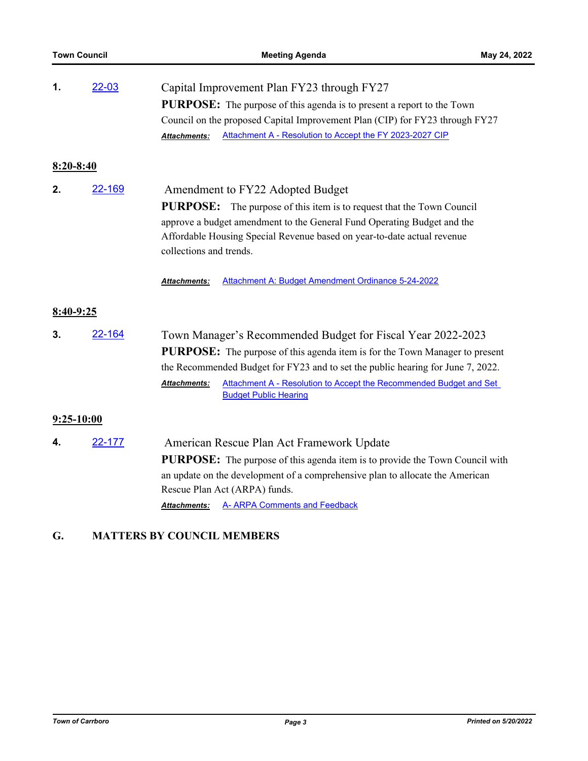**1.** 22-03 Capital Improvement Plan FY23 through FY27

**PURPOSE:** The purpose of this agenda is to present a report to the Town Council on the proposed Capital Improvement Plan (CIP) for FY23 through FY27

***Attachments:*** Attachment A - Resolution to Accept the FY 2023-2027 CIP

**8:20-8:40**

**2.** 22-169 Amendment to FY22 Adopted Budget

**PURPOSE:** The purpose of this item is to request that the Town Council approve a budget amendment to the General Fund Operating Budget and the Affordable Housing Special Revenue based on year-to-date actual revenue collections and trends.

***Attachments:*** Attachment A: Budget Amendment Ordinance 5-24-2022

**8:40-9:25**

**3.** 22-164 Town Manager's Recommended Budget for Fiscal Year 2022-2023

**PURPOSE:** The purpose of this agenda item is for the Town Manager to present the Recommended Budget for FY23 and to set the public hearing for June 7, 2022.

***Attachments:*** Attachment A - Resolution to Accept the Recommended Budget and Set Budget Public Hearing

**9:25-10:00**

**4.** 22-177 American Rescue Plan Act Framework Update

**PURPOSE:** The purpose of this agenda item is to provide the Town Council with an update on the development of a comprehensive plan to allocate the American Rescue Plan Act (ARPA) funds.

***Attachments:*** A- ARPA Comments and Feedback

## G. MATTERS BY COUNCIL MEMBERS